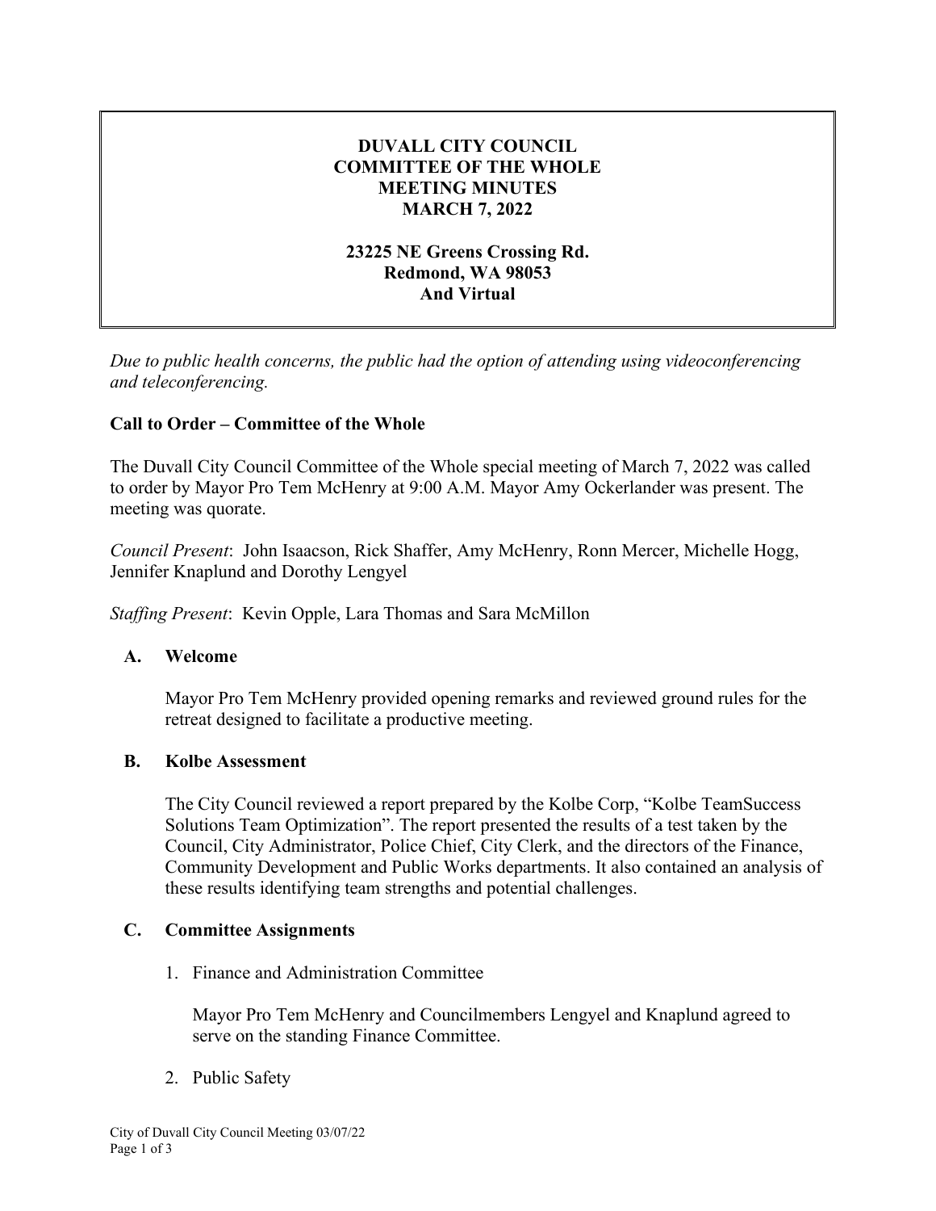# DUVALL CITY COUNCIL
# COMMITTEE OF THE WHOLE
# MEETING MINUTES
# MARCH 7, 2022

**23225 NE Greens Crossing Rd.**
**Redmond, WA 98053**
**And Virtual**

*Due to public health concerns, the public had the option of attending using videoconferencing and teleconferencing.*

## Call to Order – Committee of the Whole

The Duvall City Council Committee of the Whole special meeting of March 7, 2022 was called to order by Mayor Pro Tem McHenry at 9:00 A.M. Mayor Amy Ockerlander was present. The meeting was quorate.

*Council Present*: John Isaacson, Rick Shaffer, Amy McHenry, Ronn Mercer, Michelle Hogg, Jennifer Knaplund and Dorothy Lengyel

*Staffing Present*: Kevin Opple, Lara Thomas and Sara McMillon

### A. Welcome

Mayor Pro Tem McHenry provided opening remarks and reviewed ground rules for the retreat designed to facilitate a productive meeting.

### B. Kolbe Assessment

The City Council reviewed a report prepared by the Kolbe Corp, "Kolbe TeamSuccess Solutions Team Optimization". The report presented the results of a test taken by the Council, City Administrator, Police Chief, City Clerk, and the directors of the Finance, Community Development and Public Works departments. It also contained an analysis of these results identifying team strengths and potential challenges.

### C. Committee Assignments

1. Finance and Administration Committee

   Mayor Pro Tem McHenry and Councilmembers Lengyel and Knaplund agreed to serve on the standing Finance Committee.

2. Public Safety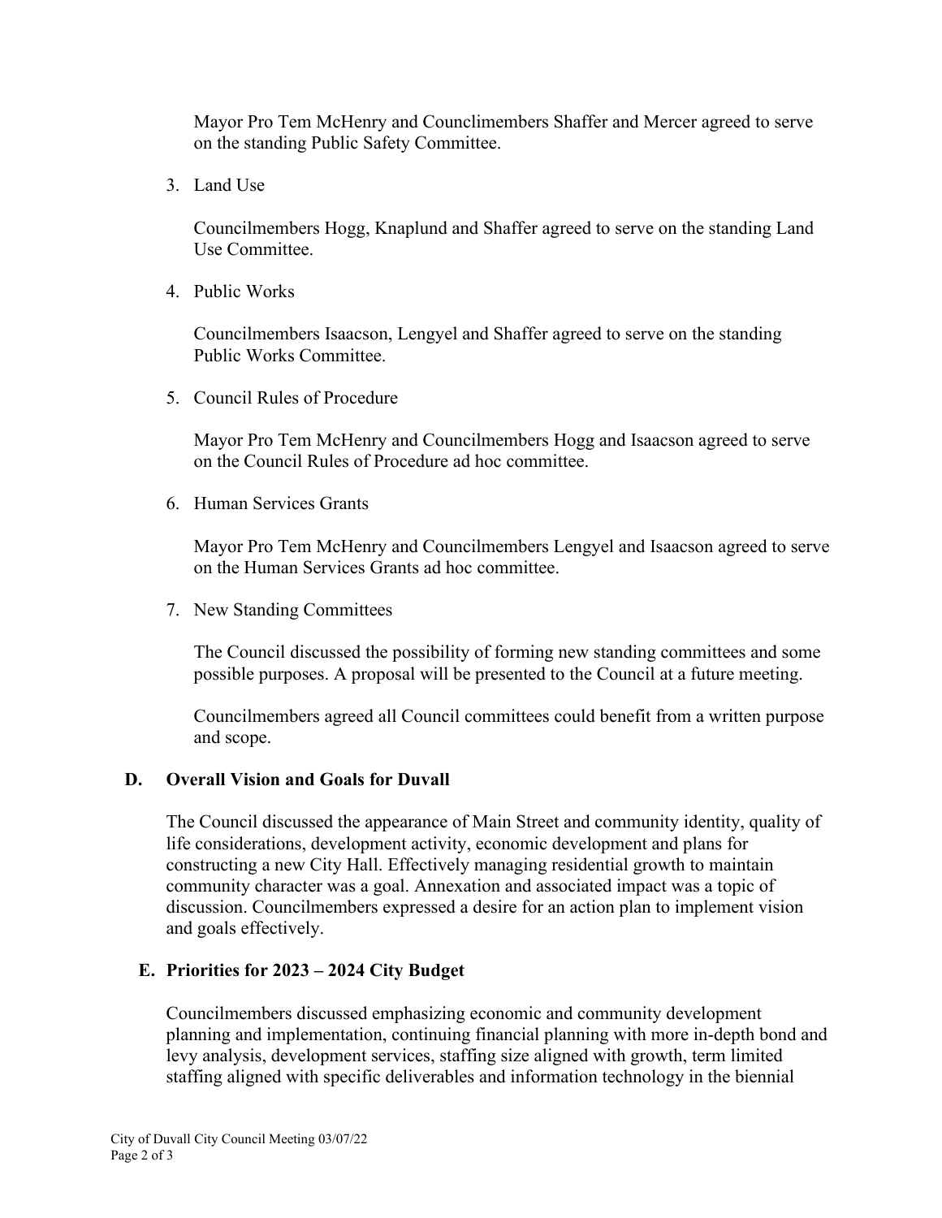Mayor Pro Tem McHenry and Counclimembers Shaffer and Mercer agreed to serve on the standing Public Safety Committee.

3. Land Use

   Councilmembers Hogg, Knaplund and Shaffer agreed to serve on the standing Land Use Committee.

4. Public Works

   Councilmembers Isaacson, Lengyel and Shaffer agreed to serve on the standing Public Works Committee.

5. Council Rules of Procedure

   Mayor Pro Tem McHenry and Councilmembers Hogg and Isaacson agreed to serve on the Council Rules of Procedure ad hoc committee.

6. Human Services Grants

   Mayor Pro Tem McHenry and Councilmembers Lengyel and Isaacson agreed to serve on the Human Services Grants ad hoc committee.

7. New Standing Committees

   The Council discussed the possibility of forming new standing committees and some possible purposes. A proposal will be presented to the Council at a future meeting.

   Councilmembers agreed all Council committees could benefit from a written purpose and scope.

**D. Overall Vision and Goals for Duvall**

The Council discussed the appearance of Main Street and community identity, quality of life considerations, development activity, economic development and plans for constructing a new City Hall. Effectively managing residential growth to maintain community character was a goal. Annexation and associated impact was a topic of discussion. Councilmembers expressed a desire for an action plan to implement vision and goals effectively.

**E. Priorities for 2023 – 2024 City Budget**

Councilmembers discussed emphasizing economic and community development planning and implementation, continuing financial planning with more in-depth bond and levy analysis, development services, staffing size aligned with growth, term limited staffing aligned with specific deliverables and information technology in the biennial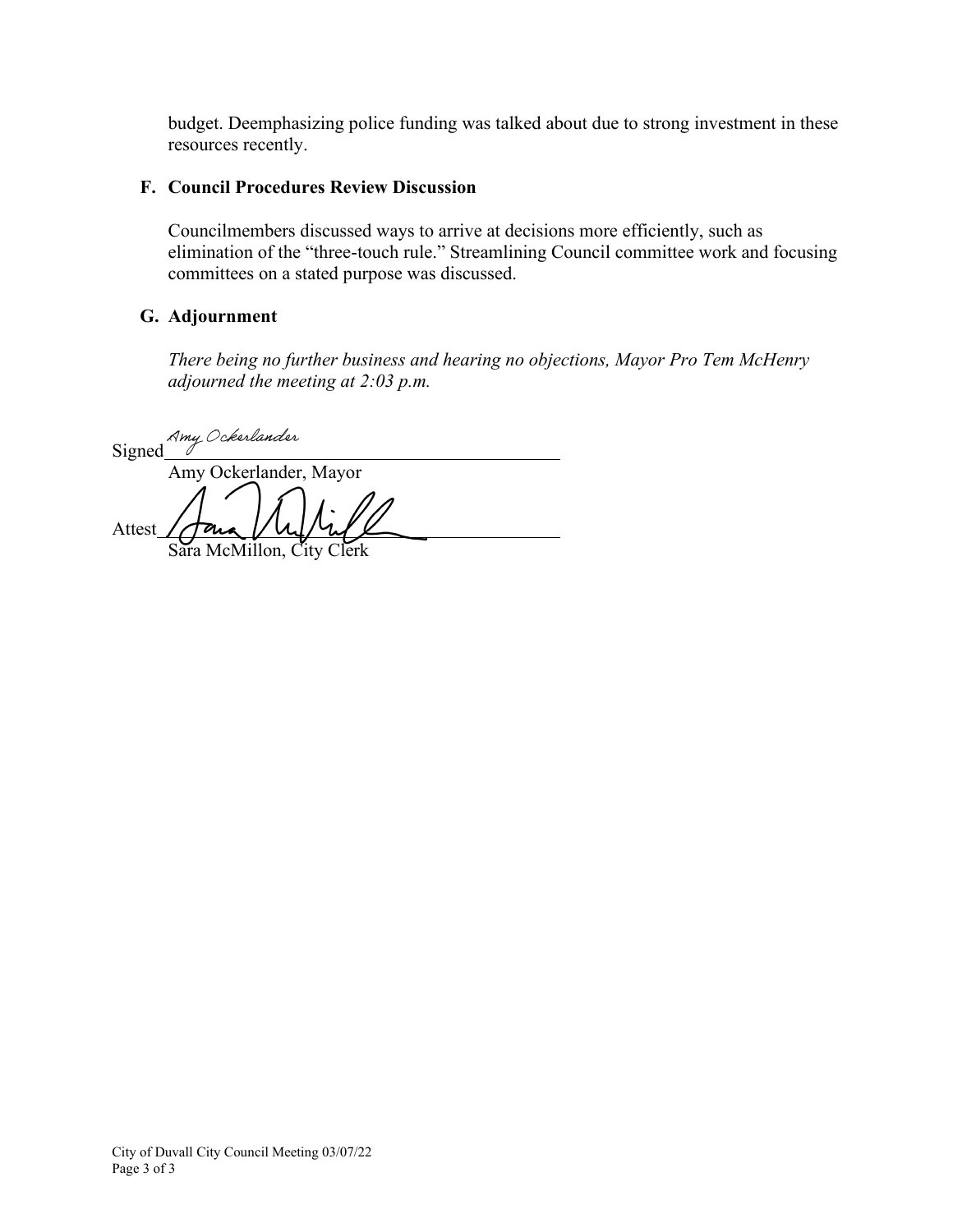budget. Deemphasizing police funding was talked about due to strong investment in these resources recently.

### F. Council Procedures Review Discussion

Councilmembers discussed ways to arrive at decisions more efficiently, such as elimination of the "three-touch rule." Streamlining Council committee work and focusing committees on a stated purpose was discussed.

### G. Adjournment

*There being no further business and hearing no objections, Mayor Pro Tem McHenry adjourned the meeting at 2:03 p.m.*

Signed *Amy Ockerlander*
Amy Ockerlander, Mayor

Attest
Sara McMillon, City Clerk